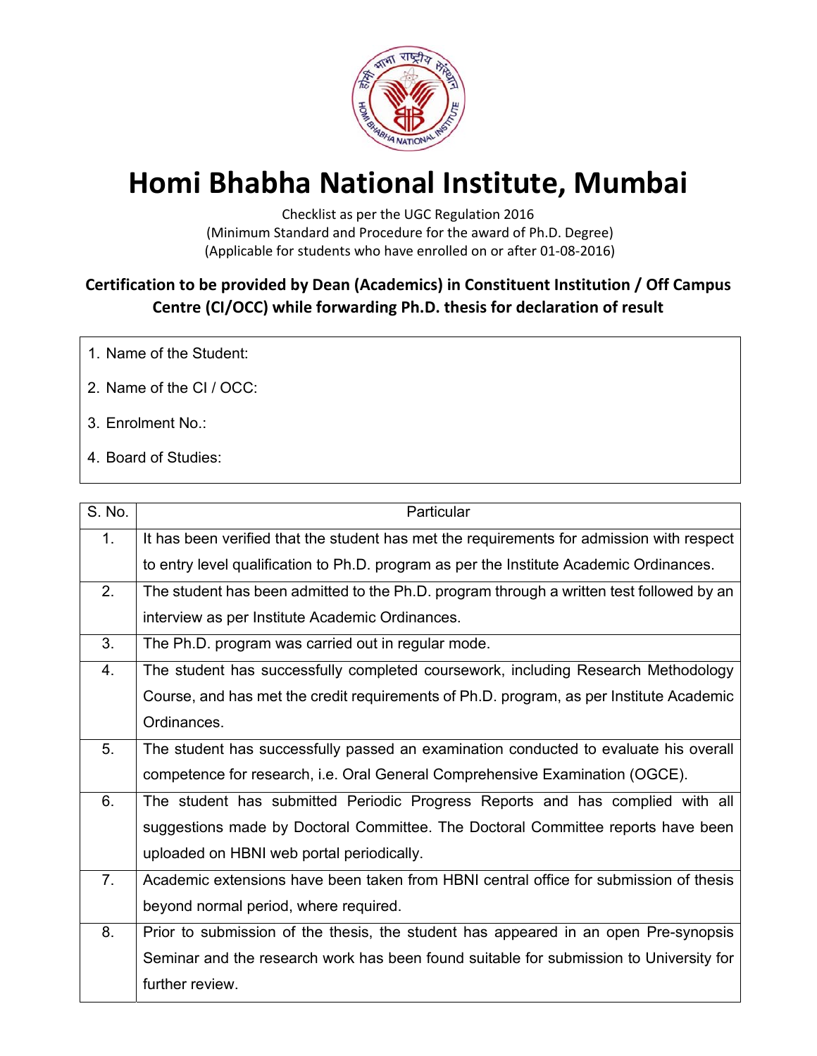# Homi Bhabha National Institute, Mumbai

Checklist as per the UGC Regulation 2016
(Minimum Standard and Procedure for the award of Ph.D. Degree)
(Applicable for students who have enrolled on or after 01-08-2016)

## Certification to be provided by Dean (Academics) in Constituent Institution / Off Campus Centre (CI/OCC) while forwarding Ph.D. thesis for declaration of result

1. Name of the Student:
2. Name of the CI / OCC:
3. Enrolment No.:
4. Board of Studies:

| S. No. | Particular |
|---|---|
| 1. | It has been verified that the student has met the requirements for admission with respect to entry level qualification to Ph.D. program as per the Institute Academic Ordinances. |
| 2. | The student has been admitted to the Ph.D. program through a written test followed by an interview as per Institute Academic Ordinances. |
| 3. | The Ph.D. program was carried out in regular mode. |
| 4. | The student has successfully completed coursework, including Research Methodology Course, and has met the credit requirements of Ph.D. program, as per Institute Academic Ordinances. |
| 5. | The student has successfully passed an examination conducted to evaluate his overall competence for research, i.e. Oral General Comprehensive Examination (OGCE). |
| 6. | The student has submitted Periodic Progress Reports and has complied with all suggestions made by Doctoral Committee. The Doctoral Committee reports have been uploaded on HBNI web portal periodically. |
| 7. | Academic extensions have been taken from HBNI central office for submission of thesis beyond normal period, where required. |
| 8. | Prior to submission of the thesis, the student has appeared in an open Pre-synopsis Seminar and the research work has been found suitable for submission to University for further review. |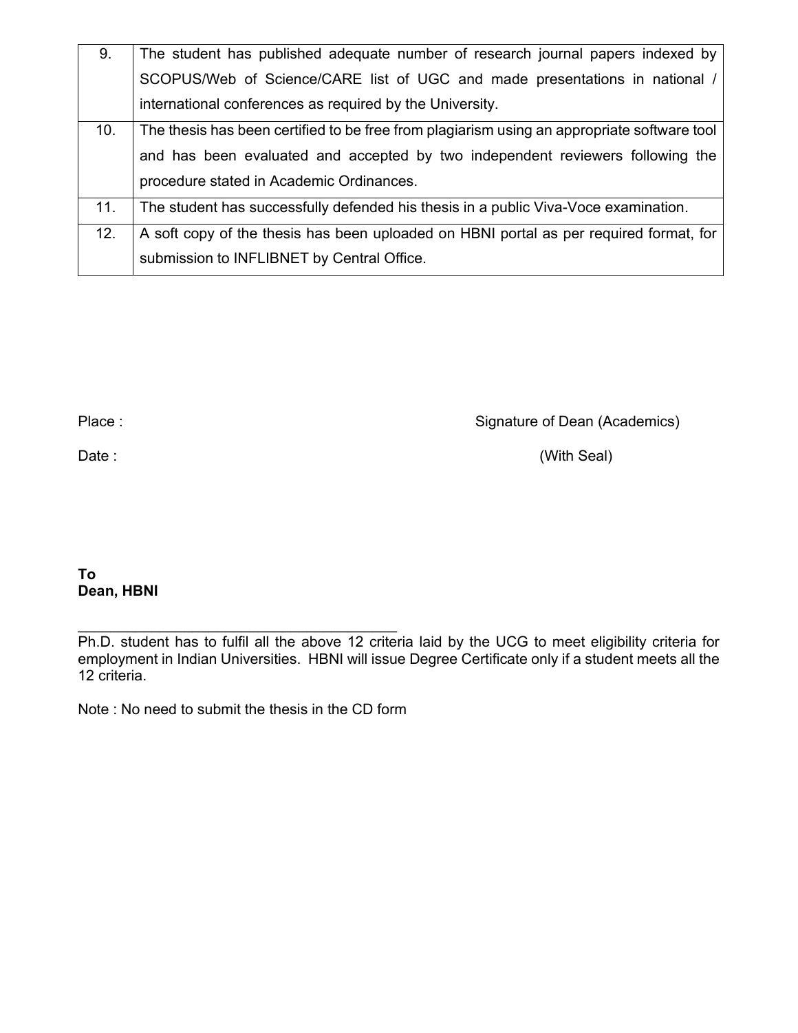| | |
|---|---|
| 9. | The student has published adequate number of research journal papers indexed by SCOPUS/Web of Science/CARE list of UGC and made presentations in national / international conferences as required by the University. |
| 10. | The thesis has been certified to be free from plagiarism using an appropriate software tool and has been evaluated and accepted by two independent reviewers following the procedure stated in Academic Ordinances. |
| 11. | The student has successfully defended his thesis in a public Viva-Voce examination. |
| 12. | A soft copy of the thesis has been uploaded on HBNI portal as per required format, for submission to INFLIBNET by Central Office. |

Place : Signature of Dean (Academics)

Date : (With Seal)

**To**
**Dean, HBNI**

---

Ph.D. student has to fulfil all the above 12 criteria laid by the UCG to meet eligibility criteria for employment in Indian Universities. HBNI will issue Degree Certificate only if a student meets all the 12 criteria.

Note : No need to submit the thesis in the CD form